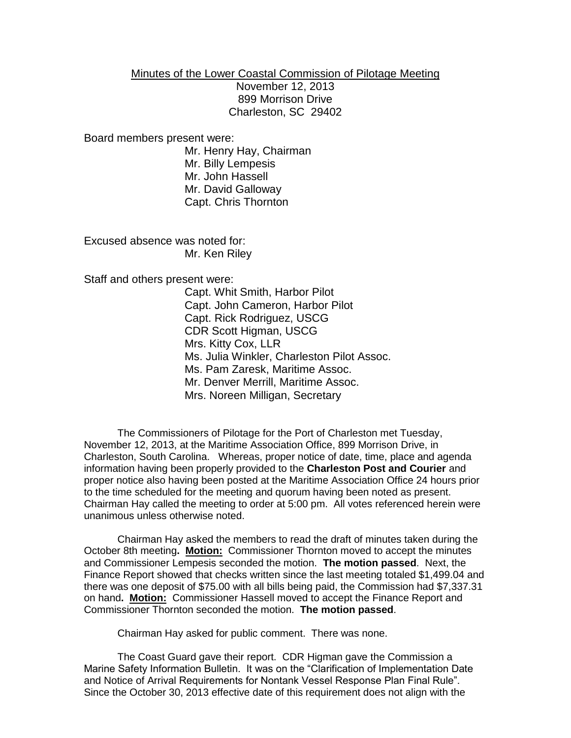Minutes of the Lower Coastal Commission of Pilotage Meeting

November 12, 2013
899 Morrison Drive
Charleston, SC 29402

Board members present were:

Mr. Henry Hay, Chairman
Mr. Billy Lempesis
Mr. John Hassell
Mr. David Galloway
Capt. Chris Thornton

Excused absence was noted for:

Mr. Ken Riley

Staff and others present were:

Capt. Whit Smith, Harbor Pilot
Capt. John Cameron, Harbor Pilot
Capt. Rick Rodriguez, USCG
CDR Scott Higman, USCG
Mrs. Kitty Cox, LLR
Ms. Julia Winkler, Charleston Pilot Assoc.
Ms. Pam Zaresk, Maritime Assoc.
Mr. Denver Merrill, Maritime Assoc.
Mrs. Noreen Milligan, Secretary

The Commissioners of Pilotage for the Port of Charleston met Tuesday, November 12, 2013, at the Maritime Association Office, 899 Morrison Drive, in Charleston, South Carolina. Whereas, proper notice of date, time, place and agenda information having been properly provided to the **Charleston Post and Courier** and proper notice also having been posted at the Maritime Association Office 24 hours prior to the time scheduled for the meeting and quorum having been noted as present. Chairman Hay called the meeting to order at 5:00 pm. All votes referenced herein were unanimous unless otherwise noted.

Chairman Hay asked the members to read the draft of minutes taken during the October 8th meeting**. <u>Motion:</u>** Commissioner Thornton moved to accept the minutes and Commissioner Lempesis seconded the motion. **The motion passed**. Next, the Finance Report showed that checks written since the last meeting totaled $1,499.04 and there was one deposit of $75.00 with all bills being paid, the Commission had $7,337.31 on hand**. <u>Motion:</u>** Commissioner Hassell moved to accept the Finance Report and Commissioner Thornton seconded the motion. **The motion passed**.

Chairman Hay asked for public comment. There was none.

The Coast Guard gave their report. CDR Higman gave the Commission a Marine Safety Information Bulletin. It was on the "Clarification of Implementation Date and Notice of Arrival Requirements for Nontank Vessel Response Plan Final Rule". Since the October 30, 2013 effective date of this requirement does not align with the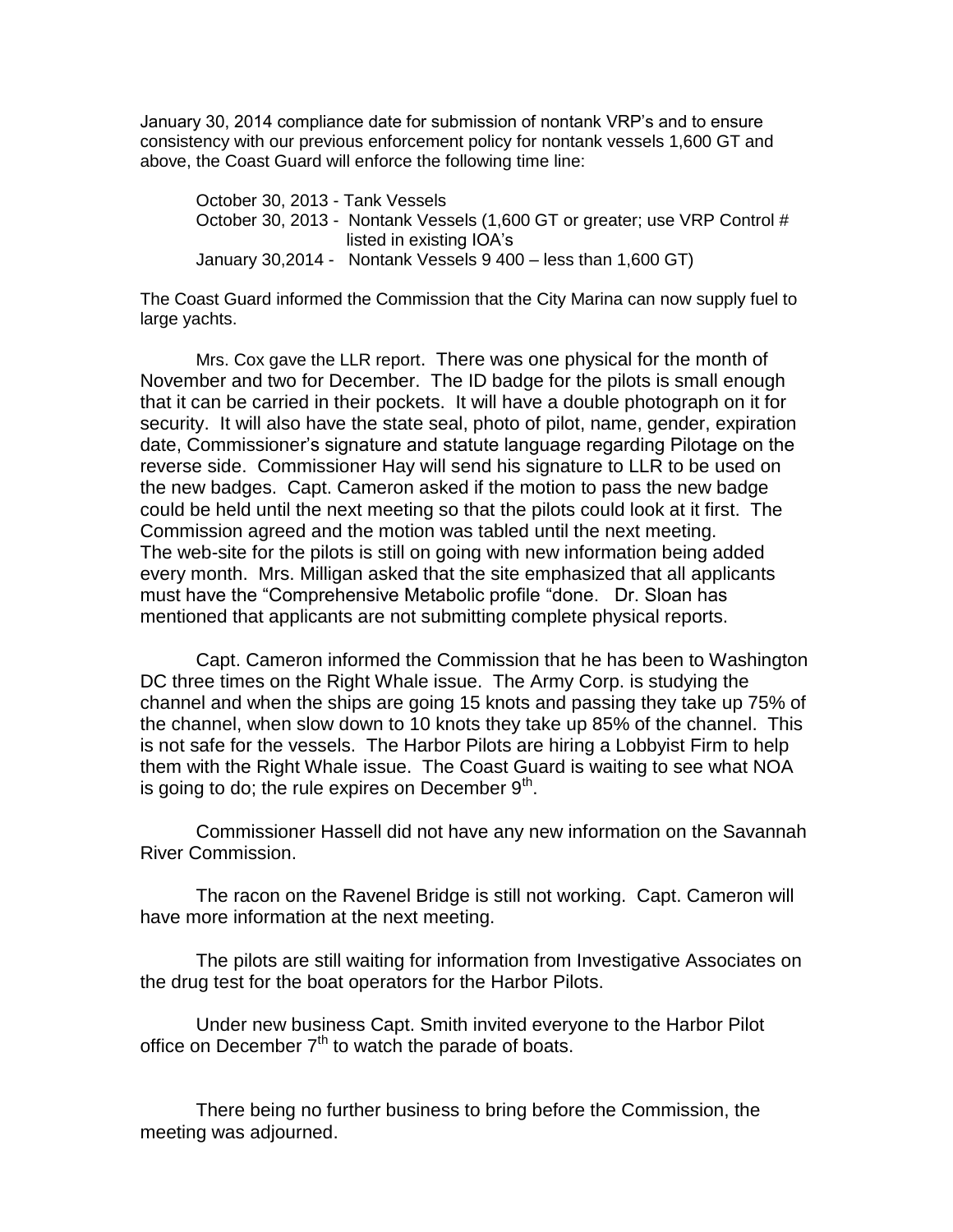January 30, 2014 compliance date for submission of nontank VRP's and to ensure consistency with our previous enforcement policy for nontank vessels 1,600 GT and above, the Coast Guard will enforce the following time line:

October 30, 2013 - Tank Vessels
October 30, 2013 - Nontank Vessels (1,600 GT or greater; use VRP Control # listed in existing IOA's
January 30,2014 - Nontank Vessels 9 400 – less than 1,600 GT)

The Coast Guard informed the Commission that the City Marina can now supply fuel to large yachts.

Mrs. Cox gave the LLR report. There was one physical for the month of November and two for December. The ID badge for the pilots is small enough that it can be carried in their pockets. It will have a double photograph on it for security. It will also have the state seal, photo of pilot, name, gender, expiration date, Commissioner's signature and statute language regarding Pilotage on the reverse side. Commissioner Hay will send his signature to LLR to be used on the new badges. Capt. Cameron asked if the motion to pass the new badge could be held until the next meeting so that the pilots could look at it first. The Commission agreed and the motion was tabled until the next meeting. The web-site for the pilots is still on going with new information being added every month. Mrs. Milligan asked that the site emphasized that all applicants must have the "Comprehensive Metabolic profile "done. Dr. Sloan has mentioned that applicants are not submitting complete physical reports.

Capt. Cameron informed the Commission that he has been to Washington DC three times on the Right Whale issue. The Army Corp. is studying the channel and when the ships are going 15 knots and passing they take up 75% of the channel, when slow down to 10 knots they take up 85% of the channel. This is not safe for the vessels. The Harbor Pilots are hiring a Lobbyist Firm to help them with the Right Whale issue. The Coast Guard is waiting to see what NOA is going to do; the rule expires on December 9th.

Commissioner Hassell did not have any new information on the Savannah River Commission.

The racon on the Ravenel Bridge is still not working. Capt. Cameron will have more information at the next meeting.

The pilots are still waiting for information from Investigative Associates on the drug test for the boat operators for the Harbor Pilots.

Under new business Capt. Smith invited everyone to the Harbor Pilot office on December 7th to watch the parade of boats.

There being no further business to bring before the Commission, the meeting was adjourned.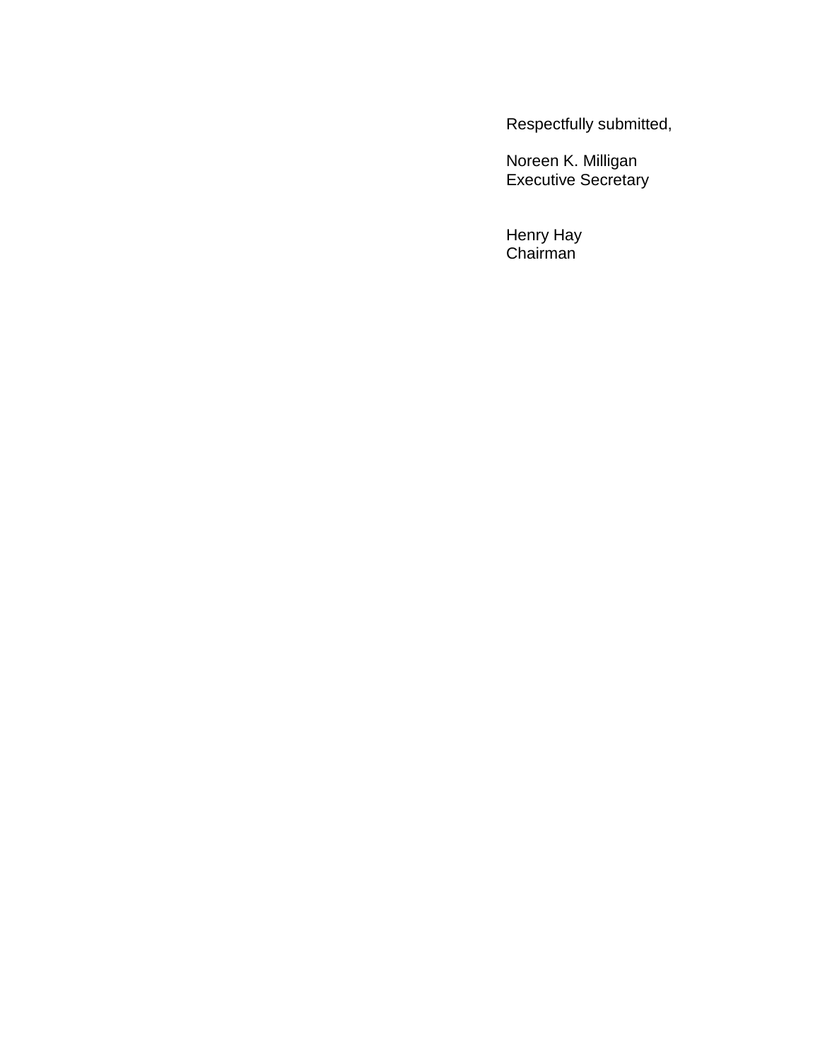Respectfully submitted,

Noreen K. Milligan
Executive Secretary

Henry Hay
Chairman